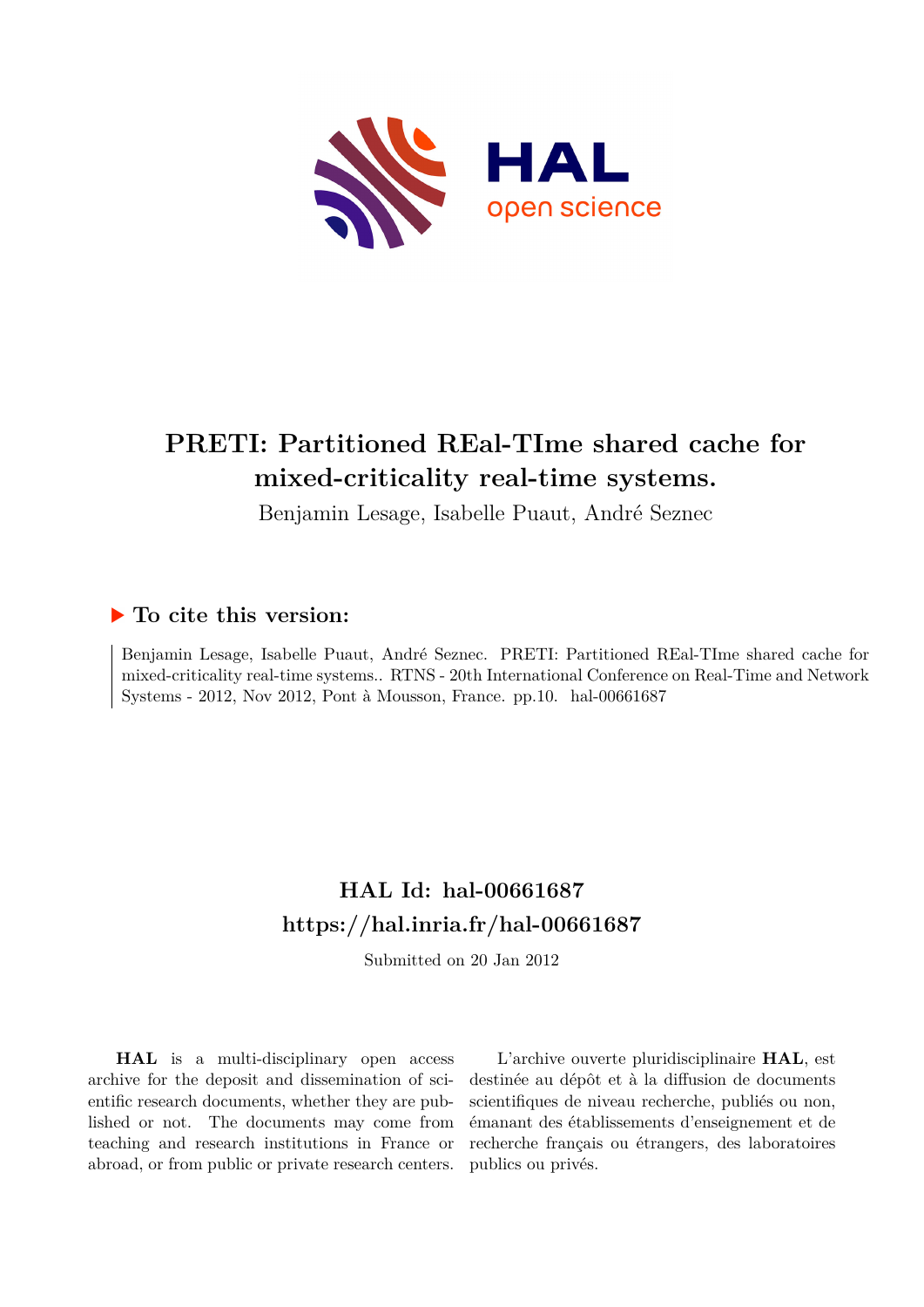# PRETI: Partitioned REal-TIme shared cache for mixed-criticality real-time systems.

Benjamin Lesage, Isabelle Puaut, André Seznec

## ▶ To cite this version:

Benjamin Lesage, Isabelle Puaut, André Seznec. PRETI: Partitioned REal-TIme shared cache for mixed-criticality real-time systems.. RTNS - 20th International Conference on Real-Time and Network Systems - 2012, Nov 2012, Pont à Mousson, France. pp.10. hal-00661687

## HAL Id: hal-00661687
## https://hal.inria.fr/hal-00661687

Submitted on 20 Jan 2012

**HAL** is a multi-disciplinary open access archive for the deposit and dissemination of scientific research documents, whether they are published or not. The documents may come from teaching and research institutions in France or abroad, or from public or private research centers.

L'archive ouverte pluridisciplinaire **HAL**, est destinée au dépôt et à la diffusion de documents scientifiques de niveau recherche, publiés ou non, émanant des établissements d'enseignement et de recherche français ou étrangers, des laboratoires publics ou privés.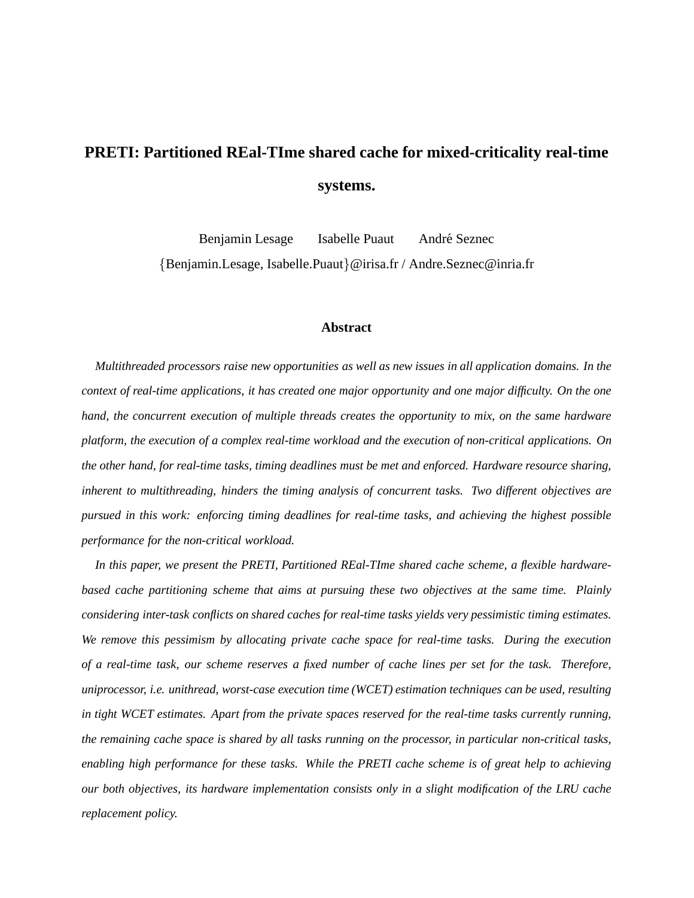# PRETI: Partitioned REal-TIme shared cache for mixed-criticality real-time systems.

Benjamin Lesage  Isabelle Puaut  André Seznec

{Benjamin.Lesage, Isabelle.Puaut}@irisa.fr / Andre.Seznec@inria.fr

## Abstract

*Multithreaded processors raise new opportunities as well as new issues in all application domains. In the context of real-time applications, it has created one major opportunity and one major difficulty. On the one hand, the concurrent execution of multiple threads creates the opportunity to mix, on the same hardware platform, the execution of a complex real-time workload and the execution of non-critical applications. On the other hand, for real-time tasks, timing deadlines must be met and enforced. Hardware resource sharing, inherent to multithreading, hinders the timing analysis of concurrent tasks. Two different objectives are pursued in this work: enforcing timing deadlines for real-time tasks, and achieving the highest possible performance for the non-critical workload.*

*In this paper, we present the PRETI, Partitioned REal-TIme shared cache scheme, a flexible hardware-based cache partitioning scheme that aims at pursuing these two objectives at the same time. Plainly considering inter-task conflicts on shared caches for real-time tasks yields very pessimistic timing estimates. We remove this pessimism by allocating private cache space for real-time tasks. During the execution of a real-time task, our scheme reserves a fixed number of cache lines per set for the task. Therefore, uniprocessor, i.e. unithread, worst-case execution time (WCET) estimation techniques can be used, resulting in tight WCET estimates. Apart from the private spaces reserved for the real-time tasks currently running, the remaining cache space is shared by all tasks running on the processor, in particular non-critical tasks, enabling high performance for these tasks. While the PRETI cache scheme is of great help to achieving our both objectives, its hardware implementation consists only in a slight modification of the LRU cache replacement policy.*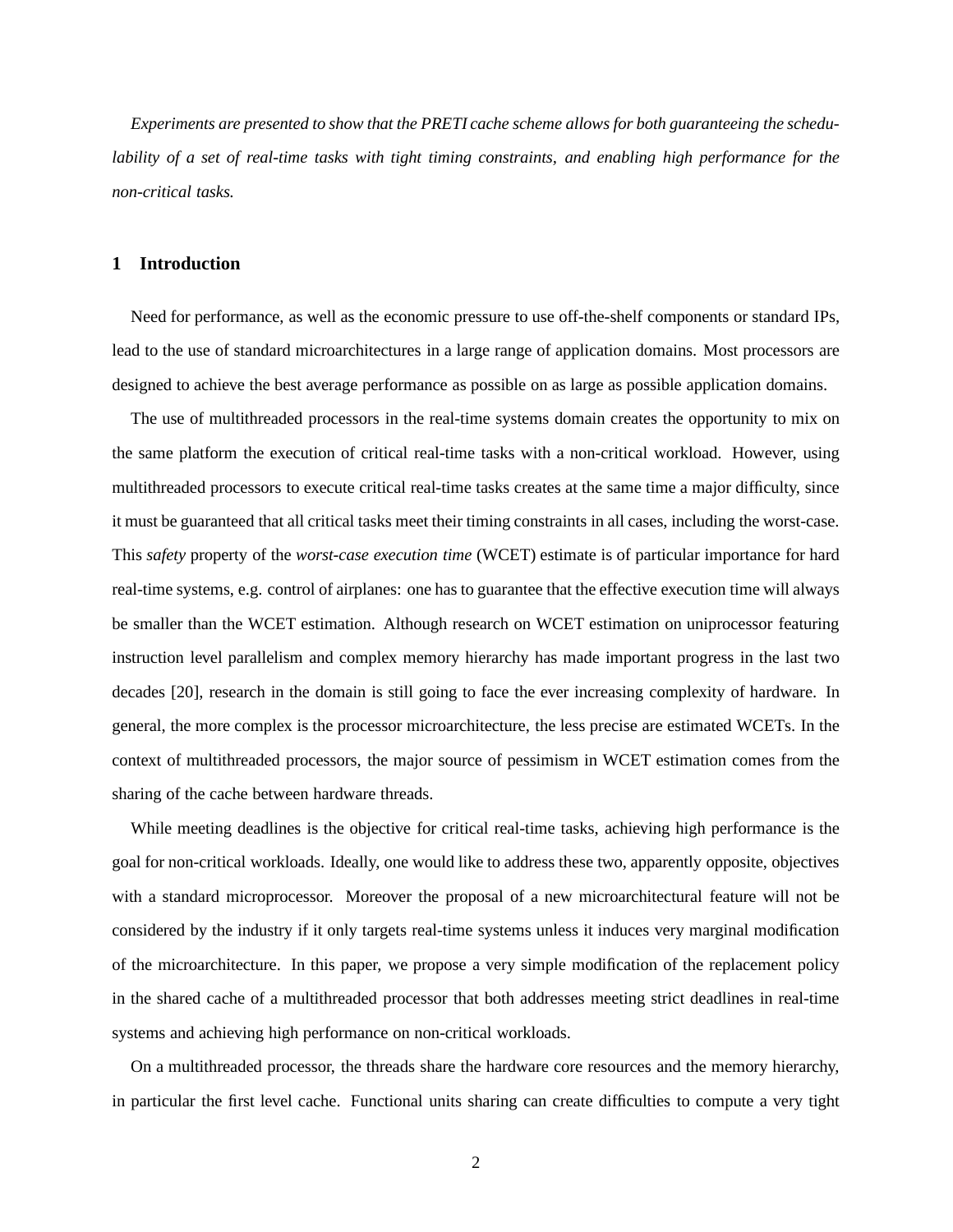*Experiments are presented to show that the PRETI cache scheme allows for both guaranteeing the schedulability of a set of real-time tasks with tight timing constraints, and enabling high performance for the non-critical tasks.*

## 1 Introduction

Need for performance, as well as the economic pressure to use off-the-shelf components or standard IPs, lead to the use of standard microarchitectures in a large range of application domains. Most processors are designed to achieve the best average performance as possible on as large as possible application domains.

The use of multithreaded processors in the real-time systems domain creates the opportunity to mix on the same platform the execution of critical real-time tasks with a non-critical workload. However, using multithreaded processors to execute critical real-time tasks creates at the same time a major difficulty, since it must be guaranteed that all critical tasks meet their timing constraints in all cases, including the worst-case. This *safety* property of the *worst-case execution time* (WCET) estimate is of particular importance for hard real-time systems, e.g. control of airplanes: one has to guarantee that the effective execution time will always be smaller than the WCET estimation. Although research on WCET estimation on uniprocessor featuring instruction level parallelism and complex memory hierarchy has made important progress in the last two decades [20], research in the domain is still going to face the ever increasing complexity of hardware. In general, the more complex is the processor microarchitecture, the less precise are estimated WCETs. In the context of multithreaded processors, the major source of pessimism in WCET estimation comes from the sharing of the cache between hardware threads.

While meeting deadlines is the objective for critical real-time tasks, achieving high performance is the goal for non-critical workloads. Ideally, one would like to address these two, apparently opposite, objectives with a standard microprocessor. Moreover the proposal of a new microarchitectural feature will not be considered by the industry if it only targets real-time systems unless it induces very marginal modification of the microarchitecture. In this paper, we propose a very simple modification of the replacement policy in the shared cache of a multithreaded processor that both addresses meeting strict deadlines in real-time systems and achieving high performance on non-critical workloads.

On a multithreaded processor, the threads share the hardware core resources and the memory hierarchy, in particular the first level cache. Functional units sharing can create difficulties to compute a very tight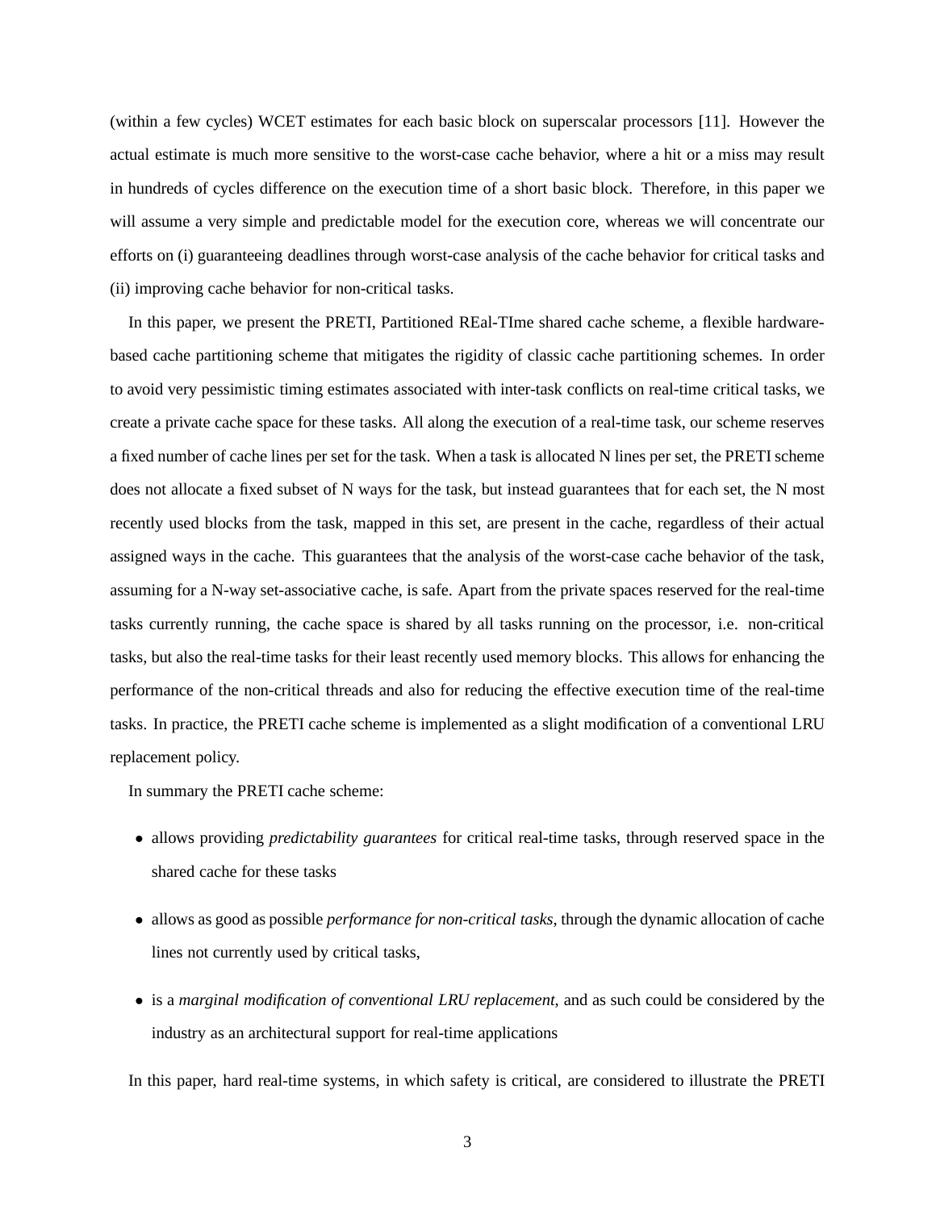(within a few cycles) WCET estimates for each basic block on superscalar processors [11]. However the actual estimate is much more sensitive to the worst-case cache behavior, where a hit or a miss may result in hundreds of cycles difference on the execution time of a short basic block. Therefore, in this paper we will assume a very simple and predictable model for the execution core, whereas we will concentrate our efforts on (i) guaranteeing deadlines through worst-case analysis of the cache behavior for critical tasks and (ii) improving cache behavior for non-critical tasks.

In this paper, we present the PRETI, Partitioned REal-TIme shared cache scheme, a flexible hardware-based cache partitioning scheme that mitigates the rigidity of classic cache partitioning schemes. In order to avoid very pessimistic timing estimates associated with inter-task conflicts on real-time critical tasks, we create a private cache space for these tasks. All along the execution of a real-time task, our scheme reserves a fixed number of cache lines per set for the task. When a task is allocated N lines per set, the PRETI scheme does not allocate a fixed subset of N ways for the task, but instead guarantees that for each set, the N most recently used blocks from the task, mapped in this set, are present in the cache, regardless of their actual assigned ways in the cache. This guarantees that the analysis of the worst-case cache behavior of the task, assuming for a N-way set-associative cache, is safe. Apart from the private spaces reserved for the real-time tasks currently running, the cache space is shared by all tasks running on the processor, i.e. non-critical tasks, but also the real-time tasks for their least recently used memory blocks. This allows for enhancing the performance of the non-critical threads and also for reducing the effective execution time of the real-time tasks. In practice, the PRETI cache scheme is implemented as a slight modification of a conventional LRU replacement policy.

In summary the PRETI cache scheme:

- allows providing *predictability guarantees* for critical real-time tasks, through reserved space in the shared cache for these tasks
- allows as good as possible *performance for non-critical tasks*, through the dynamic allocation of cache lines not currently used by critical tasks,
- is a *marginal modification of conventional LRU replacement*, and as such could be considered by the industry as an architectural support for real-time applications

In this paper, hard real-time systems, in which safety is critical, are considered to illustrate the PRETI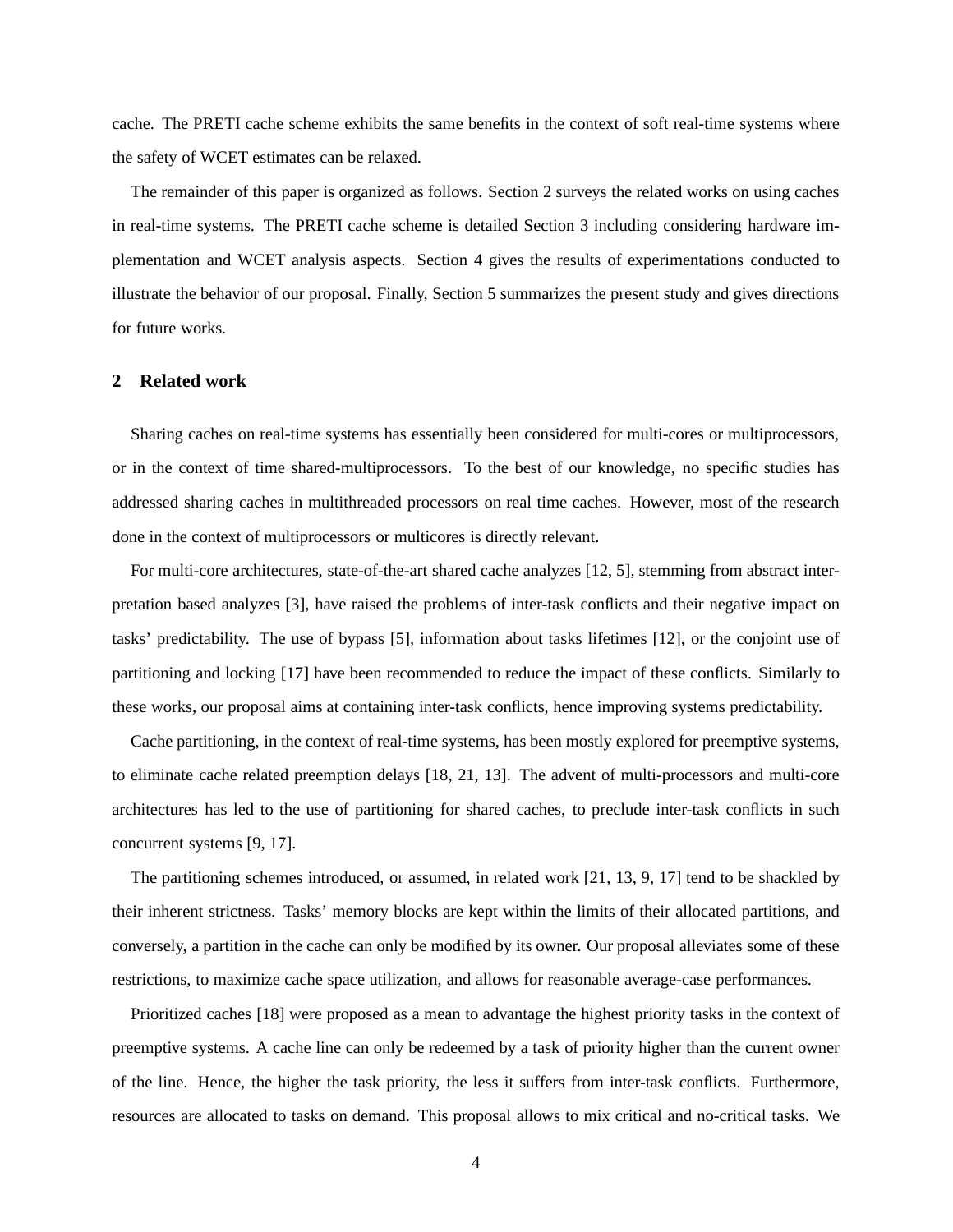cache. The PRETI cache scheme exhibits the same benefits in the context of soft real-time systems where the safety of WCET estimates can be relaxed.

The remainder of this paper is organized as follows. Section 2 surveys the related works on using caches in real-time systems. The PRETI cache scheme is detailed Section 3 including considering hardware implementation and WCET analysis aspects. Section 4 gives the results of experimentations conducted to illustrate the behavior of our proposal. Finally, Section 5 summarizes the present study and gives directions for future works.

## 2 Related work

Sharing caches on real-time systems has essentially been considered for multi-cores or multiprocessors, or in the context of time shared-multiprocessors. To the best of our knowledge, no specific studies has addressed sharing caches in multithreaded processors on real time caches. However, most of the research done in the context of multiprocessors or multicores is directly relevant.

For multi-core architectures, state-of-the-art shared cache analyzes [12, 5], stemming from abstract interpretation based analyzes [3], have raised the problems of inter-task conflicts and their negative impact on tasks' predictability. The use of bypass [5], information about tasks lifetimes [12], or the conjoint use of partitioning and locking [17] have been recommended to reduce the impact of these conflicts. Similarly to these works, our proposal aims at containing inter-task conflicts, hence improving systems predictability.

Cache partitioning, in the context of real-time systems, has been mostly explored for preemptive systems, to eliminate cache related preemption delays [18, 21, 13]. The advent of multi-processors and multi-core architectures has led to the use of partitioning for shared caches, to preclude inter-task conflicts in such concurrent systems [9, 17].

The partitioning schemes introduced, or assumed, in related work [21, 13, 9, 17] tend to be shackled by their inherent strictness. Tasks' memory blocks are kept within the limits of their allocated partitions, and conversely, a partition in the cache can only be modified by its owner. Our proposal alleviates some of these restrictions, to maximize cache space utilization, and allows for reasonable average-case performances.

Prioritized caches [18] were proposed as a mean to advantage the highest priority tasks in the context of preemptive systems. A cache line can only be redeemed by a task of priority higher than the current owner of the line. Hence, the higher the task priority, the less it suffers from inter-task conflicts. Furthermore, resources are allocated to tasks on demand. This proposal allows to mix critical and no-critical tasks. We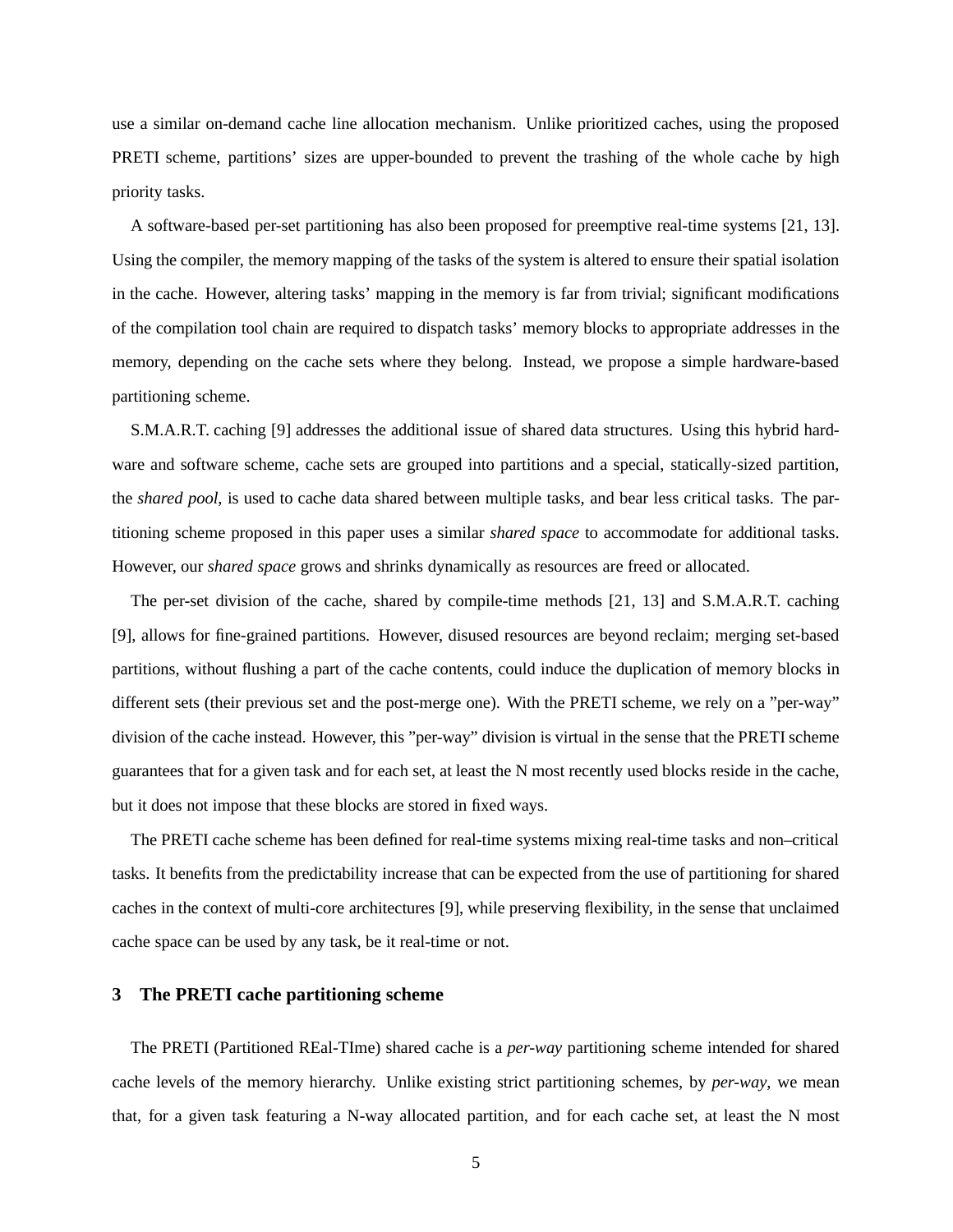use a similar on-demand cache line allocation mechanism. Unlike prioritized caches, using the proposed PRETI scheme, partitions' sizes are upper-bounded to prevent the trashing of the whole cache by high priority tasks.

A software-based per-set partitioning has also been proposed for preemptive real-time systems [21, 13]. Using the compiler, the memory mapping of the tasks of the system is altered to ensure their spatial isolation in the cache. However, altering tasks' mapping in the memory is far from trivial; significant modifications of the compilation tool chain are required to dispatch tasks' memory blocks to appropriate addresses in the memory, depending on the cache sets where they belong. Instead, we propose a simple hardware-based partitioning scheme.

S.M.A.R.T. caching [9] addresses the additional issue of shared data structures. Using this hybrid hardware and software scheme, cache sets are grouped into partitions and a special, statically-sized partition, the *shared pool*, is used to cache data shared between multiple tasks, and bear less critical tasks. The partitioning scheme proposed in this paper uses a similar *shared space* to accommodate for additional tasks. However, our *shared space* grows and shrinks dynamically as resources are freed or allocated.

The per-set division of the cache, shared by compile-time methods [21, 13] and S.M.A.R.T. caching [9], allows for fine-grained partitions. However, disused resources are beyond reclaim; merging set-based partitions, without flushing a part of the cache contents, could induce the duplication of memory blocks in different sets (their previous set and the post-merge one). With the PRETI scheme, we rely on a "per-way" division of the cache instead. However, this "per-way" division is virtual in the sense that the PRETI scheme guarantees that for a given task and for each set, at least the N most recently used blocks reside in the cache, but it does not impose that these blocks are stored in fixed ways.

The PRETI cache scheme has been defined for real-time systems mixing real-time tasks and non–critical tasks. It benefits from the predictability increase that can be expected from the use of partitioning for shared caches in the context of multi-core architectures [9], while preserving flexibility, in the sense that unclaimed cache space can be used by any task, be it real-time or not.

## 3 The PRETI cache partitioning scheme

The PRETI (Partitioned REal-TIme) shared cache is a *per-way* partitioning scheme intended for shared cache levels of the memory hierarchy. Unlike existing strict partitioning schemes, by *per-way*, we mean that, for a given task featuring a N-way allocated partition, and for each cache set, at least the N most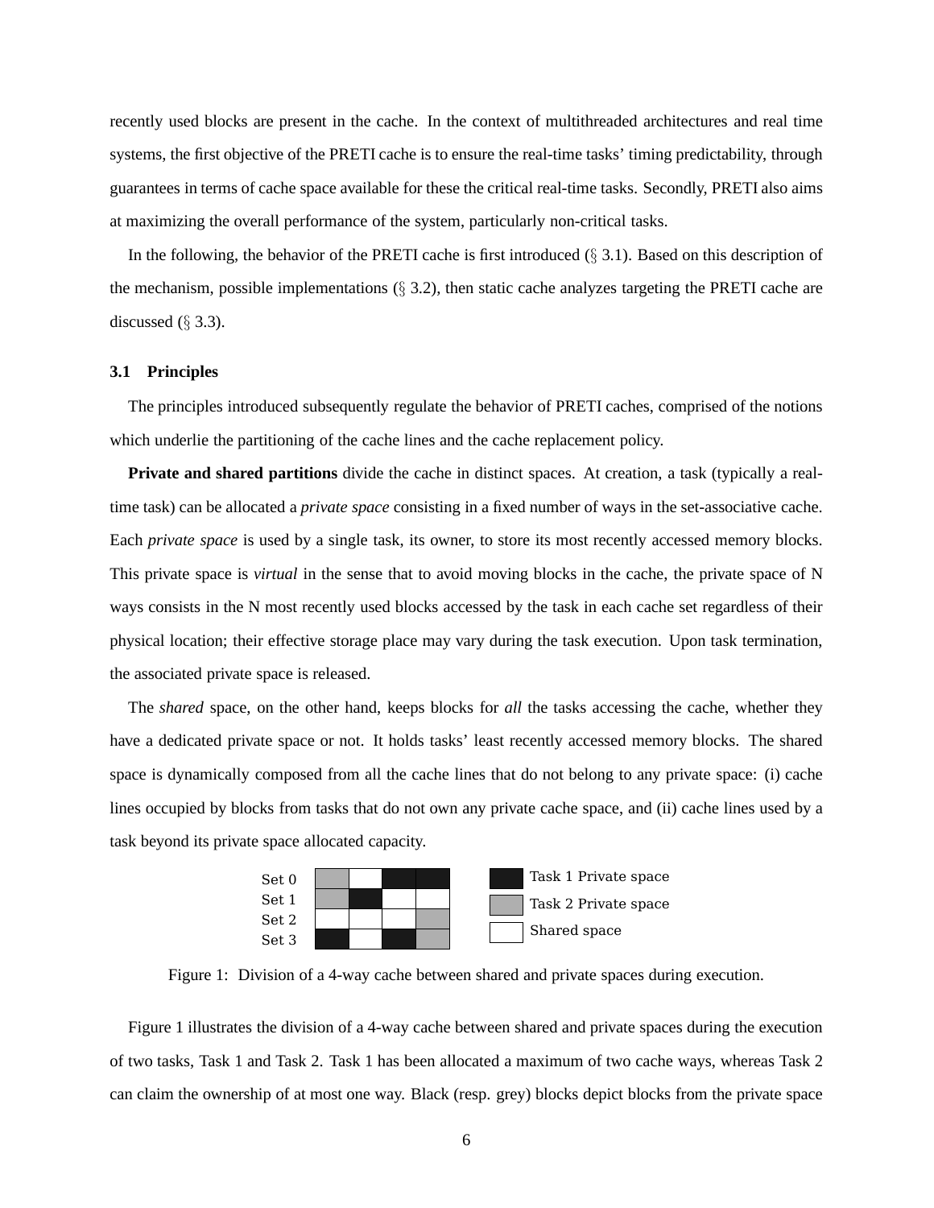recently used blocks are present in the cache. In the context of multithreaded architectures and real time systems, the first objective of the PRETI cache is to ensure the real-time tasks' timing predictability, through guarantees in terms of cache space available for these the critical real-time tasks. Secondly, PRETI also aims at maximizing the overall performance of the system, particularly non-critical tasks.

In the following, the behavior of the PRETI cache is first introduced (§ 3.1). Based on this description of the mechanism, possible implementations (§ 3.2), then static cache analyzes targeting the PRETI cache are discussed (§ 3.3).

### 3.1 Principles

The principles introduced subsequently regulate the behavior of PRETI caches, comprised of the notions which underlie the partitioning of the cache lines and the cache replacement policy.

**Private and shared partitions** divide the cache in distinct spaces. At creation, a task (typically a real-time task) can be allocated a *private space* consisting in a fixed number of ways in the set-associative cache. Each *private space* is used by a single task, its owner, to store its most recently accessed memory blocks. This private space is *virtual* in the sense that to avoid moving blocks in the cache, the private space of N ways consists in the N most recently used blocks accessed by the task in each cache set regardless of their physical location; their effective storage place may vary during the task execution. Upon task termination, the associated private space is released.

The *shared* space, on the other hand, keeps blocks for *all* the tasks accessing the cache, whether they have a dedicated private space or not. It holds tasks' least recently accessed memory blocks. The shared space is dynamically composed from all the cache lines that do not belong to any private space: (i) cache lines occupied by blocks from tasks that do not own any private cache space, and (ii) cache lines used by a task beyond its private space allocated capacity.

| | Way 0 | Way 1 | Way 2 | Way 3 |
|---|---|---|---|---|
| Set 0 | Task 2 Private space | Shared space | Task 1 Private space | Task 1 Private space |
| Set 1 | Task 2 Private space | Task 1 Private space | Shared space | Shared space |
| Set 2 | Shared space | Shared space | Shared space | Task 2 Private space |
| Set 3 | Task 1 Private space | Shared space | Task 1 Private space | Task 2 Private space |

Figure 1: Division of a 4-way cache between shared and private spaces during execution.

Figure 1 illustrates the division of a 4-way cache between shared and private spaces during the execution of two tasks, Task 1 and Task 2. Task 1 has been allocated a maximum of two cache ways, whereas Task 2 can claim the ownership of at most one way. Black (resp. grey) blocks depict blocks from the private space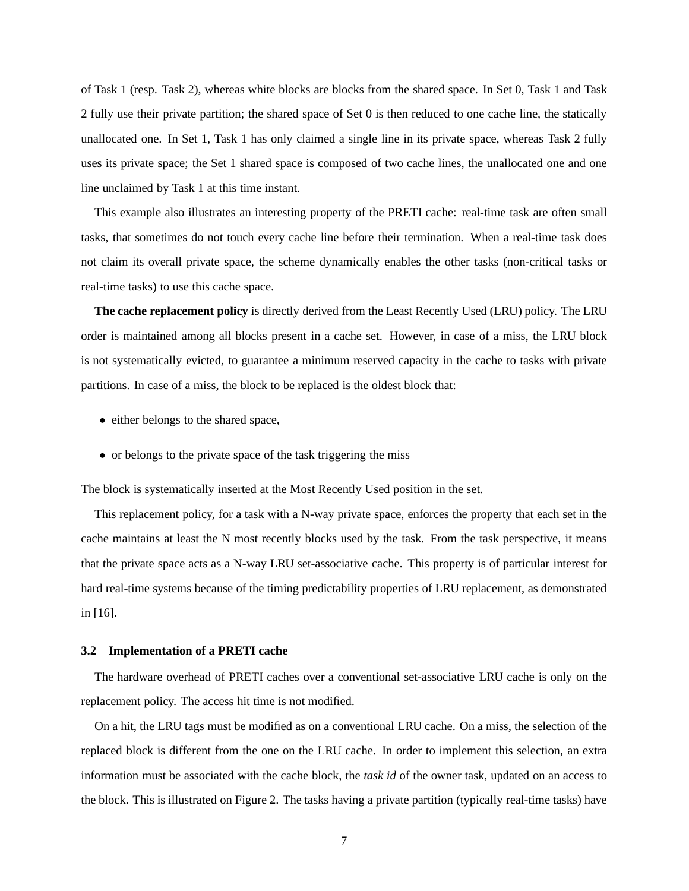of Task 1 (resp. Task 2), whereas white blocks are blocks from the shared space. In Set 0, Task 1 and Task 2 fully use their private partition; the shared space of Set 0 is then reduced to one cache line, the statically unallocated one. In Set 1, Task 1 has only claimed a single line in its private space, whereas Task 2 fully uses its private space; the Set 1 shared space is composed of two cache lines, the unallocated one and one line unclaimed by Task 1 at this time instant.

This example also illustrates an interesting property of the PRETI cache: real-time task are often small tasks, that sometimes do not touch every cache line before their termination. When a real-time task does not claim its overall private space, the scheme dynamically enables the other tasks (non-critical tasks or real-time tasks) to use this cache space.

**The cache replacement policy** is directly derived from the Least Recently Used (LRU) policy. The LRU order is maintained among all blocks present in a cache set. However, in case of a miss, the LRU block is not systematically evicted, to guarantee a minimum reserved capacity in the cache to tasks with private partitions. In case of a miss, the block to be replaced is the oldest block that:

- either belongs to the shared space,
- or belongs to the private space of the task triggering the miss

The block is systematically inserted at the Most Recently Used position in the set.

This replacement policy, for a task with a N-way private space, enforces the property that each set in the cache maintains at least the N most recently blocks used by the task. From the task perspective, it means that the private space acts as a N-way LRU set-associative cache. This property is of particular interest for hard real-time systems because of the timing predictability properties of LRU replacement, as demonstrated in [16].

### 3.2 Implementation of a PRETI cache

The hardware overhead of PRETI caches over a conventional set-associative LRU cache is only on the replacement policy. The access hit time is not modified.

On a hit, the LRU tags must be modified as on a conventional LRU cache. On a miss, the selection of the replaced block is different from the one on the LRU cache. In order to implement this selection, an extra information must be associated with the cache block, the *task id* of the owner task, updated on an access to the block. This is illustrated on Figure 2. The tasks having a private partition (typically real-time tasks) have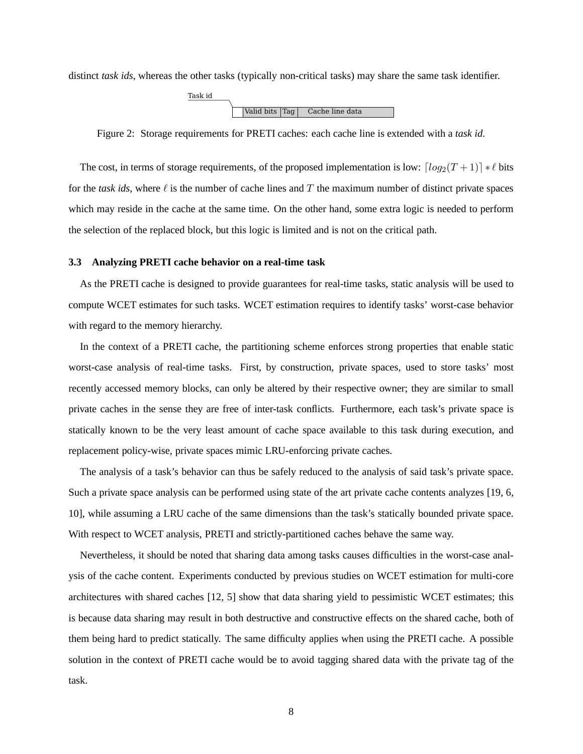distinct *task ids*, whereas the other tasks (typically non-critical tasks) may share the same task identifier.

| Task id | Valid bits | Tag | Cache line data |
| --- | --- | --- | --- |

Figure 2: Storage requirements for PRETI caches: each cache line is extended with a *task id*.

The cost, in terms of storage requirements, of the proposed implementation is low: $\lceil log_2(T+1) \rceil * \ell$ bits for the *task ids*, where $\ell$ is the number of cache lines and $T$ the maximum number of distinct private spaces which may reside in the cache at the same time. On the other hand, some extra logic is needed to perform the selection of the replaced block, but this logic is limited and is not on the critical path.

### 3.3 Analyzing PRETI cache behavior on a real-time task

As the PRETI cache is designed to provide guarantees for real-time tasks, static analysis will be used to compute WCET estimates for such tasks. WCET estimation requires to identify tasks' worst-case behavior with regard to the memory hierarchy.

In the context of a PRETI cache, the partitioning scheme enforces strong properties that enable static worst-case analysis of real-time tasks. First, by construction, private spaces, used to store tasks' most recently accessed memory blocks, can only be altered by their respective owner; they are similar to small private caches in the sense they are free of inter-task conflicts. Furthermore, each task's private space is statically known to be the very least amount of cache space available to this task during execution, and replacement policy-wise, private spaces mimic LRU-enforcing private caches.

The analysis of a task's behavior can thus be safely reduced to the analysis of said task's private space. Such a private space analysis can be performed using state of the art private cache contents analyzes [19, 6, 10], while assuming a LRU cache of the same dimensions than the task's statically bounded private space. With respect to WCET analysis, PRETI and strictly-partitioned caches behave the same way.

Nevertheless, it should be noted that sharing data among tasks causes difficulties in the worst-case analysis of the cache content. Experiments conducted by previous studies on WCET estimation for multi-core architectures with shared caches [12, 5] show that data sharing yield to pessimistic WCET estimates; this is because data sharing may result in both destructive and constructive effects on the shared cache, both of them being hard to predict statically. The same difficulty applies when using the PRETI cache. A possible solution in the context of PRETI cache would be to avoid tagging shared data with the private tag of the task.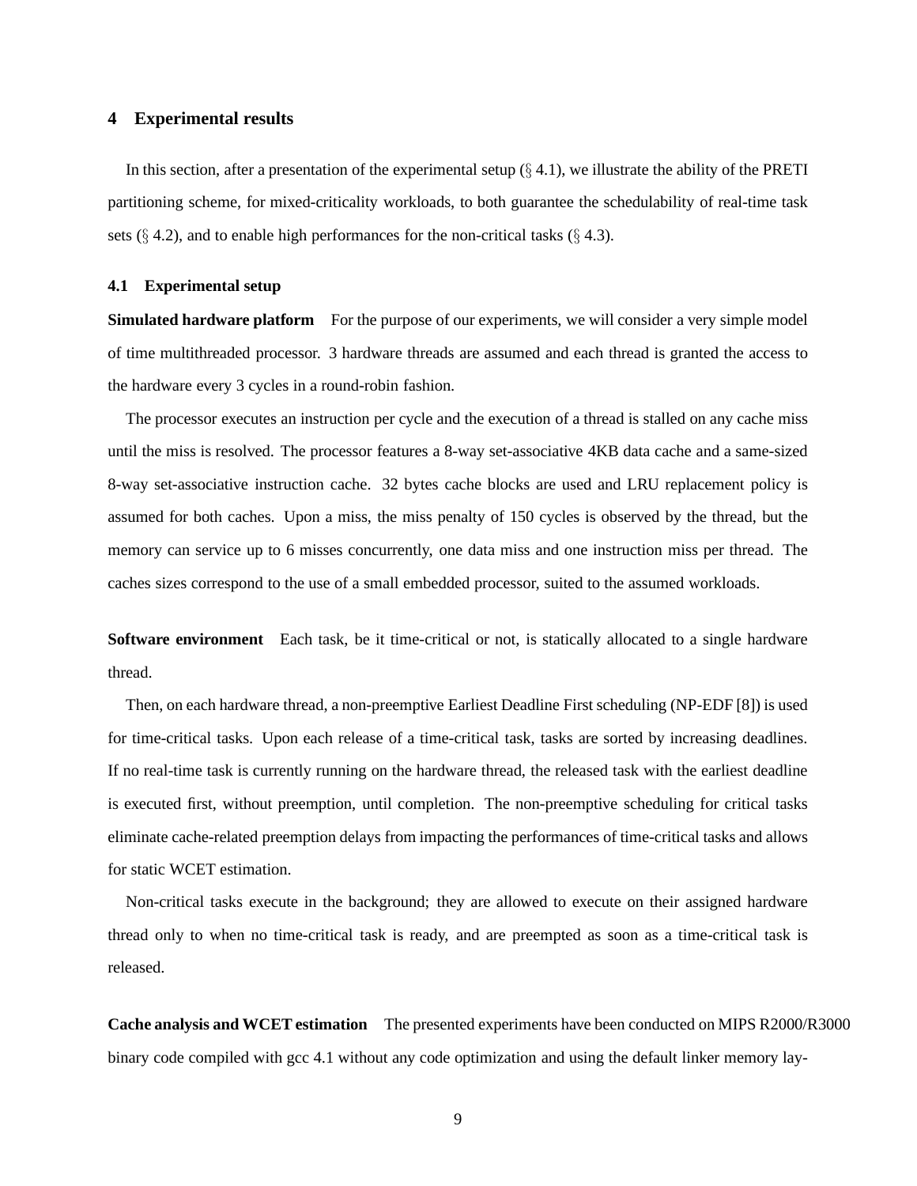## 4 Experimental results

In this section, after a presentation of the experimental setup (§ 4.1), we illustrate the ability of the PRETI partitioning scheme, for mixed-criticality workloads, to both guarantee the schedulability of real-time task sets (§ 4.2), and to enable high performances for the non-critical tasks (§ 4.3).

### 4.1 Experimental setup

**Simulated hardware platform** For the purpose of our experiments, we will consider a very simple model of time multithreaded processor. 3 hardware threads are assumed and each thread is granted the access to the hardware every 3 cycles in a round-robin fashion.

The processor executes an instruction per cycle and the execution of a thread is stalled on any cache miss until the miss is resolved. The processor features a 8-way set-associative 4KB data cache and a same-sized 8-way set-associative instruction cache. 32 bytes cache blocks are used and LRU replacement policy is assumed for both caches. Upon a miss, the miss penalty of 150 cycles is observed by the thread, but the memory can service up to 6 misses concurrently, one data miss and one instruction miss per thread. The caches sizes correspond to the use of a small embedded processor, suited to the assumed workloads.

**Software environment** Each task, be it time-critical or not, is statically allocated to a single hardware thread.

Then, on each hardware thread, a non-preemptive Earliest Deadline First scheduling (NP-EDF [8]) is used for time-critical tasks. Upon each release of a time-critical task, tasks are sorted by increasing deadlines. If no real-time task is currently running on the hardware thread, the released task with the earliest deadline is executed first, without preemption, until completion. The non-preemptive scheduling for critical tasks eliminate cache-related preemption delays from impacting the performances of time-critical tasks and allows for static WCET estimation.

Non-critical tasks execute in the background; they are allowed to execute on their assigned hardware thread only to when no time-critical task is ready, and are preempted as soon as a time-critical task is released.

**Cache analysis and WCET estimation** The presented experiments have been conducted on MIPS R2000/R3000 binary code compiled with gcc 4.1 without any code optimization and using the default linker memory lay-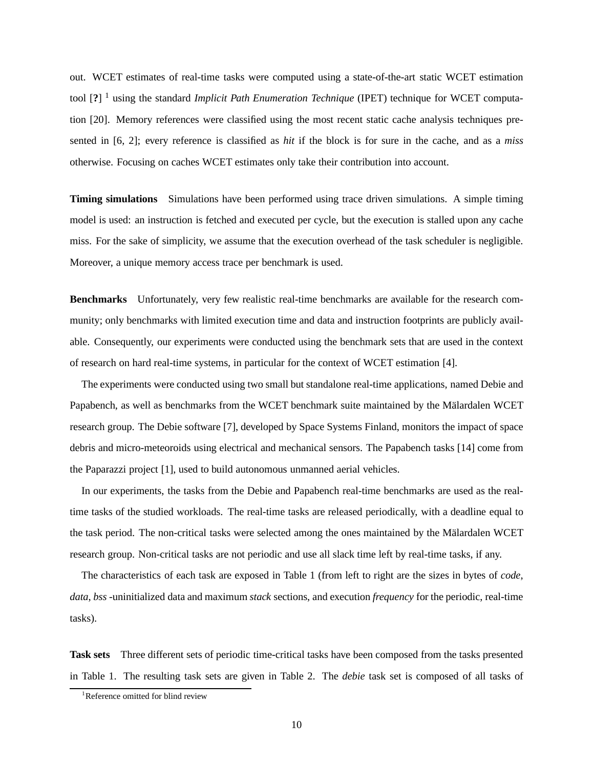out. WCET estimates of real-time tasks were computed using a state-of-the-art static WCET estimation tool [**?**] [1] using the standard *Implicit Path Enumeration Technique* (IPET) technique for WCET computation [20]. Memory references were classified using the most recent static cache analysis techniques presented in [6, 2]; every reference is classified as *hit* if the block is for sure in the cache, and as a *miss* otherwise. Focusing on caches WCET estimates only take their contribution into account.

**Timing simulations** Simulations have been performed using trace driven simulations. A simple timing model is used: an instruction is fetched and executed per cycle, but the execution is stalled upon any cache miss. For the sake of simplicity, we assume that the execution overhead of the task scheduler is negligible. Moreover, a unique memory access trace per benchmark is used.

**Benchmarks** Unfortunately, very few realistic real-time benchmarks are available for the research community; only benchmarks with limited execution time and data and instruction footprints are publicly available. Consequently, our experiments were conducted using the benchmark sets that are used in the context of research on hard real-time systems, in particular for the context of WCET estimation [4].

The experiments were conducted using two small but standalone real-time applications, named Debie and Papabench, as well as benchmarks from the WCET benchmark suite maintained by the Mälardalen WCET research group. The Debie software [7], developed by Space Systems Finland, monitors the impact of space debris and micro-meteoroids using electrical and mechanical sensors. The Papabench tasks [14] come from the Paparazzi project [1], used to build autonomous unmanned aerial vehicles.

In our experiments, the tasks from the Debie and Papabench real-time benchmarks are used as the real-time tasks of the studied workloads. The real-time tasks are released periodically, with a deadline equal to the task period. The non-critical tasks were selected among the ones maintained by the Mälardalen WCET research group. Non-critical tasks are not periodic and use all slack time left by real-time tasks, if any.

The characteristics of each task are exposed in Table 1 (from left to right are the sizes in bytes of *code*, *data*, *bss* -uninitialized data and maximum *stack* sections, and execution *frequency* for the periodic, real-time tasks).

**Task sets** Three different sets of periodic time-critical tasks have been composed from the tasks presented in Table 1. The resulting task sets are given in Table 2. The *debie* task set is composed of all tasks of

[1] Reference omitted for blind review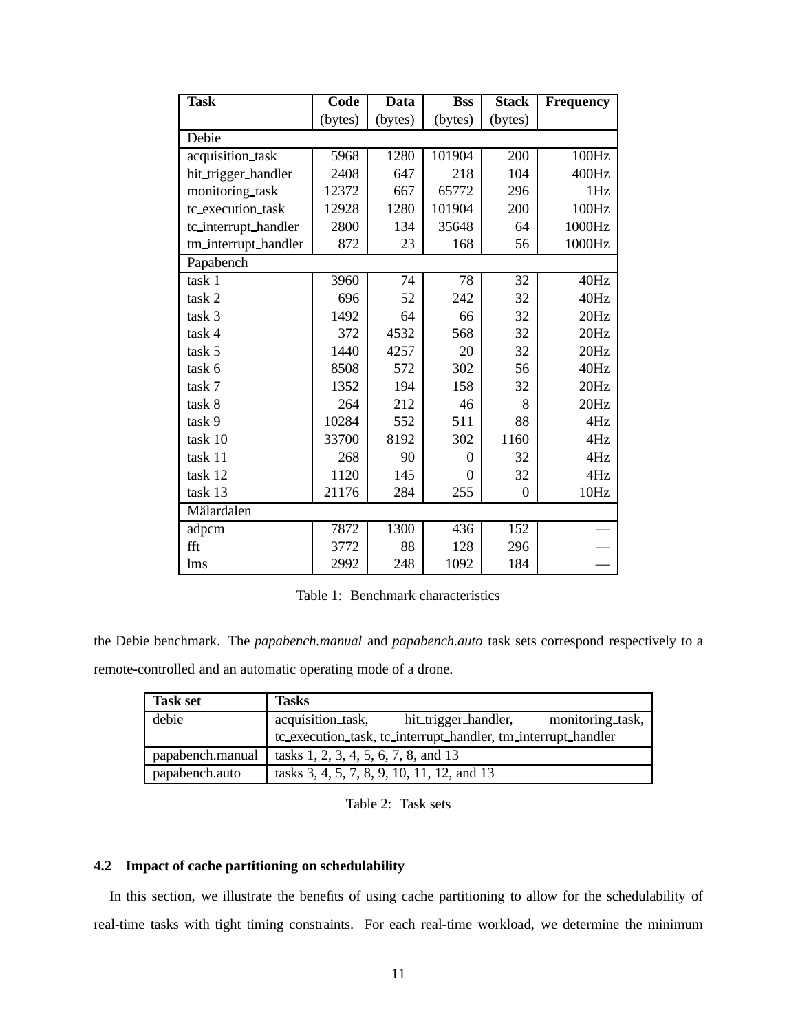| Task | Code (bytes) | Data (bytes) | Bss (bytes) | Stack (bytes) | Frequency |
|---|---|---|---|---|---|
| Debie | | | | | |
| acquisition_task | 5968 | 1280 | 101904 | 200 | 100Hz |
| hit_trigger_handler | 2408 | 647 | 218 | 104 | 400Hz |
| monitoring_task | 12372 | 667 | 65772 | 296 | 1Hz |
| tc_execution_task | 12928 | 1280 | 101904 | 200 | 100Hz |
| tc_interrupt_handler | 2800 | 134 | 35648 | 64 | 1000Hz |
| tm_interrupt_handler | 872 | 23 | 168 | 56 | 1000Hz |
| Papabench | | | | | |
| task 1 | 3960 | 74 | 78 | 32 | 40Hz |
| task 2 | 696 | 52 | 242 | 32 | 40Hz |
| task 3 | 1492 | 64 | 66 | 32 | 20Hz |
| task 4 | 372 | 4532 | 568 | 32 | 20Hz |
| task 5 | 1440 | 4257 | 20 | 32 | 20Hz |
| task 6 | 8508 | 572 | 302 | 56 | 40Hz |
| task 7 | 1352 | 194 | 158 | 32 | 20Hz |
| task 8 | 264 | 212 | 46 | 8 | 20Hz |
| task 9 | 10284 | 552 | 511 | 88 | 4Hz |
| task 10 | 33700 | 8192 | 302 | 1160 | 4Hz |
| task 11 | 268 | 90 | 0 | 32 | 4Hz |
| task 12 | 1120 | 145 | 0 | 32 | 4Hz |
| task 13 | 21176 | 284 | 255 | 0 | 10Hz |
| Mälardalen | | | | | |
| adpcm | 7872 | 1300 | 436 | 152 | — |
| fft | 3772 | 88 | 128 | 296 | — |
| lms | 2992 | 248 | 1092 | 184 | — |

Table 1: Benchmark characteristics

the Debie benchmark. The *papabench.manual* and *papabench.auto* task sets correspond respectively to a remote-controlled and an automatic operating mode of a drone.

| Task set | Tasks |
|---|---|
| debie | acquisition_task, hit_trigger_handler, monitoring_task, tc_execution_task, tc_interrupt_handler, tm_interrupt_handler |
| papabench.manual | tasks 1, 2, 3, 4, 5, 6, 7, 8, and 13 |
| papabench.auto | tasks 3, 4, 5, 7, 8, 9, 10, 11, 12, and 13 |

Table 2: Task sets

### 4.2 Impact of cache partitioning on schedulability

In this section, we illustrate the benefits of using cache partitioning to allow for the schedulability of real-time tasks with tight timing constraints. For each real-time workload, we determine the minimum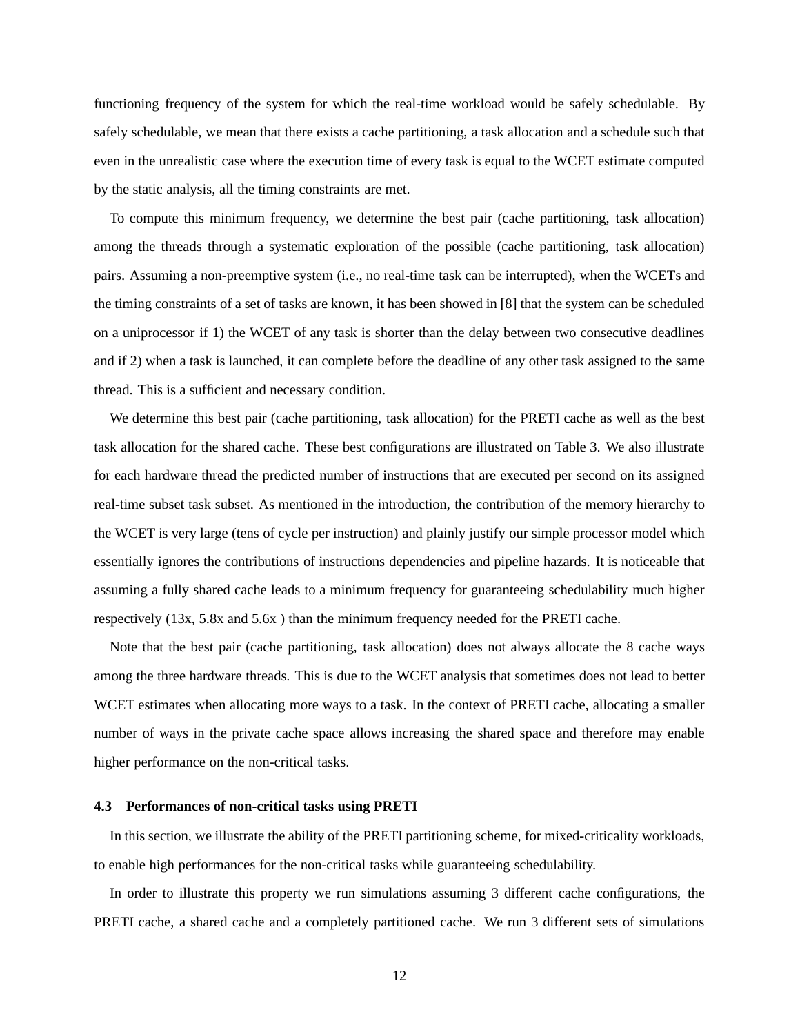functioning frequency of the system for which the real-time workload would be safely schedulable. By safely schedulable, we mean that there exists a cache partitioning, a task allocation and a schedule such that even in the unrealistic case where the execution time of every task is equal to the WCET estimate computed by the static analysis, all the timing constraints are met.

To compute this minimum frequency, we determine the best pair (cache partitioning, task allocation) among the threads through a systematic exploration of the possible (cache partitioning, task allocation) pairs. Assuming a non-preemptive system (i.e., no real-time task can be interrupted), when the WCETs and the timing constraints of a set of tasks are known, it has been showed in [8] that the system can be scheduled on a uniprocessor if 1) the WCET of any task is shorter than the delay between two consecutive deadlines and if 2) when a task is launched, it can complete before the deadline of any other task assigned to the same thread. This is a sufficient and necessary condition.

We determine this best pair (cache partitioning, task allocation) for the PRETI cache as well as the best task allocation for the shared cache. These best configurations are illustrated on Table 3. We also illustrate for each hardware thread the predicted number of instructions that are executed per second on its assigned real-time subset task subset. As mentioned in the introduction, the contribution of the memory hierarchy to the WCET is very large (tens of cycle per instruction) and plainly justify our simple processor model which essentially ignores the contributions of instructions dependencies and pipeline hazards. It is noticeable that assuming a fully shared cache leads to a minimum frequency for guaranteeing schedulability much higher respectively (13x, 5.8x and 5.6x ) than the minimum frequency needed for the PRETI cache.

Note that the best pair (cache partitioning, task allocation) does not always allocate the 8 cache ways among the three hardware threads. This is due to the WCET analysis that sometimes does not lead to better WCET estimates when allocating more ways to a task. In the context of PRETI cache, allocating a smaller number of ways in the private cache space allows increasing the shared space and therefore may enable higher performance on the non-critical tasks.

### 4.3 Performances of non-critical tasks using PRETI

In this section, we illustrate the ability of the PRETI partitioning scheme, for mixed-criticality workloads, to enable high performances for the non-critical tasks while guaranteeing schedulability.

In order to illustrate this property we run simulations assuming 3 different cache configurations, the PRETI cache, a shared cache and a completely partitioned cache. We run 3 different sets of simulations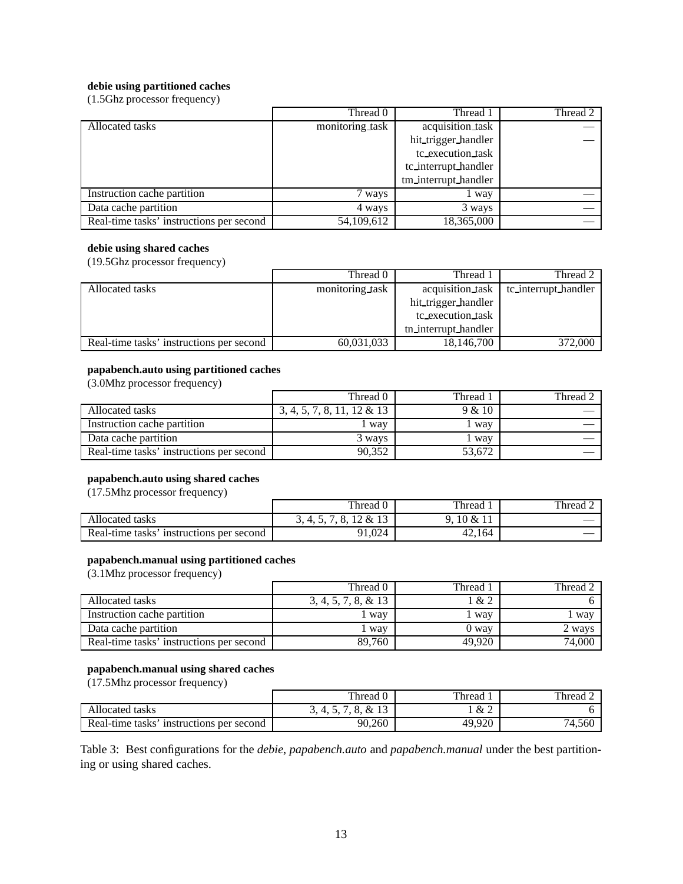**debie using partitioned caches**
(1.5Ghz processor frequency)

| | Thread 0 | Thread 1 | Thread 2 |
|---|---|---|---|
| Allocated tasks | monitoring_task | acquisition_task<br>hit_trigger_handler<br>tc_execution_task<br>tc_interrupt_handler<br>tm_interrupt_handler | — |
| Instruction cache partition | 7 ways | 1 way | — |
| Data cache partition | 4 ways | 3 ways | — |
| Real-time tasks' instructions per second | 54,109,612 | 18,365,000 | — |

**debie using shared caches**
(19.5Ghz processor frequency)

| | Thread 0 | Thread 1 | Thread 2 |
|---|---|---|---|
| Allocated tasks | monitoring_task | acquisition_task<br>hit_trigger_handler<br>tc_execution_task<br>tn_interrupt_handler | tc_interrupt_handler |
| Real-time tasks' instructions per second | 60,031,033 | 18,146,700 | 372,000 |

**papabench.auto using partitioned caches**
(3.0Mhz processor frequency)

| | Thread 0 | Thread 1 | Thread 2 |
|---|---|---|---|
| Allocated tasks | 3, 4, 5, 7, 8, 11, 12 & 13 | 9 & 10 | — |
| Instruction cache partition | 1 way | 1 way | — |
| Data cache partition | 3 ways | 1 way | — |
| Real-time tasks' instructions per second | 90,352 | 53,672 | — |

**papabench.auto using shared caches**
(17.5Mhz processor frequency)

| | Thread 0 | Thread 1 | Thread 2 |
|---|---|---|---|
| Allocated tasks | 3, 4, 5, 7, 8, 12 & 13 | 9, 10 & 11 | — |
| Real-time tasks' instructions per second | 91,024 | 42,164 | — |

**papabench.manual using partitioned caches**
(3.1Mhz processor frequency)

| | Thread 0 | Thread 1 | Thread 2 |
|---|---|---|---|
| Allocated tasks | 3, 4, 5, 7, 8, & 13 | 1 & 2 | 6 |
| Instruction cache partition | 1 way | 1 way | 1 way |
| Data cache partition | 1 way | 0 way | 2 ways |
| Real-time tasks' instructions per second | 89,760 | 49,920 | 74,000 |

**papabench.manual using shared caches**
(17.5Mhz processor frequency)

| | Thread 0 | Thread 1 | Thread 2 |
|---|---|---|---|
| Allocated tasks | 3, 4, 5, 7, 8, & 13 | 1 & 2 | 6 |
| Real-time tasks' instructions per second | 90,260 | 49,920 | 74,560 |

Table 3: Best configurations for the *debie*, *papabench.auto* and *papabench.manual* under the best partitioning or using shared caches.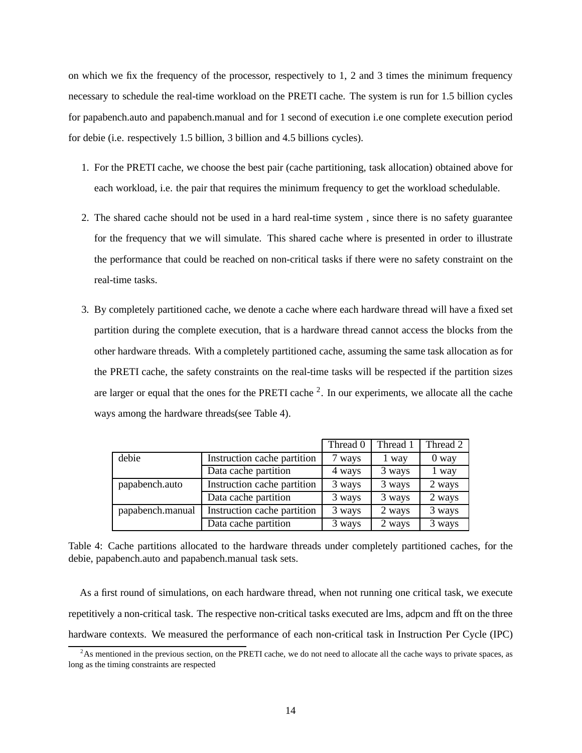on which we fix the frequency of the processor, respectively to 1, 2 and 3 times the minimum frequency necessary to schedule the real-time workload on the PRETI cache. The system is run for 1.5 billion cycles for papabench.auto and papabench.manual and for 1 second of execution i.e one complete execution period for debie (i.e. respectively 1.5 billion, 3 billion and 4.5 billions cycles).

1. For the PRETI cache, we choose the best pair (cache partitioning, task allocation) obtained above for each workload, i.e. the pair that requires the minimum frequency to get the workload schedulable.

2. The shared cache should not be used in a hard real-time system , since there is no safety guarantee for the frequency that we will simulate. This shared cache where is presented in order to illustrate the performance that could be reached on non-critical tasks if there were no safety constraint on the real-time tasks.

3. By completely partitioned cache, we denote a cache where each hardware thread will have a fixed set partition during the complete execution, that is a hardware thread cannot access the blocks from the other hardware threads. With a completely partitioned cache, assuming the same task allocation as for the PRETI cache, the safety constraints on the real-time tasks will be respected if the partition sizes are larger or equal that the ones for the PRETI cache [2]. In our experiments, we allocate all the cache ways among the hardware threads(see Table 4).

| | | Thread 0 | Thread 1 | Thread 2 |
|---|---|---|---|---|
| debie | Instruction cache partition | 7 ways | 1 way | 0 way |
| | Data cache partition | 4 ways | 3 ways | 1 way |
| papabench.auto | Instruction cache partition | 3 ways | 3 ways | 2 ways |
| | Data cache partition | 3 ways | 3 ways | 2 ways |
| papabench.manual | Instruction cache partition | 3 ways | 2 ways | 3 ways |
| | Data cache partition | 3 ways | 2 ways | 3 ways |

Table 4: Cache partitions allocated to the hardware threads under completely partitioned caches, for the debie, papabench.auto and papabench.manual task sets.

As a first round of simulations, on each hardware thread, when not running one critical task, we execute repetitively a non-critical task. The respective non-critical tasks executed are lms, adpcm and fft on the three hardware contexts. We measured the performance of each non-critical task in Instruction Per Cycle (IPC)

[2] As mentioned in the previous section, on the PRETI cache, we do not need to allocate all the cache ways to private spaces, as long as the timing constraints are respected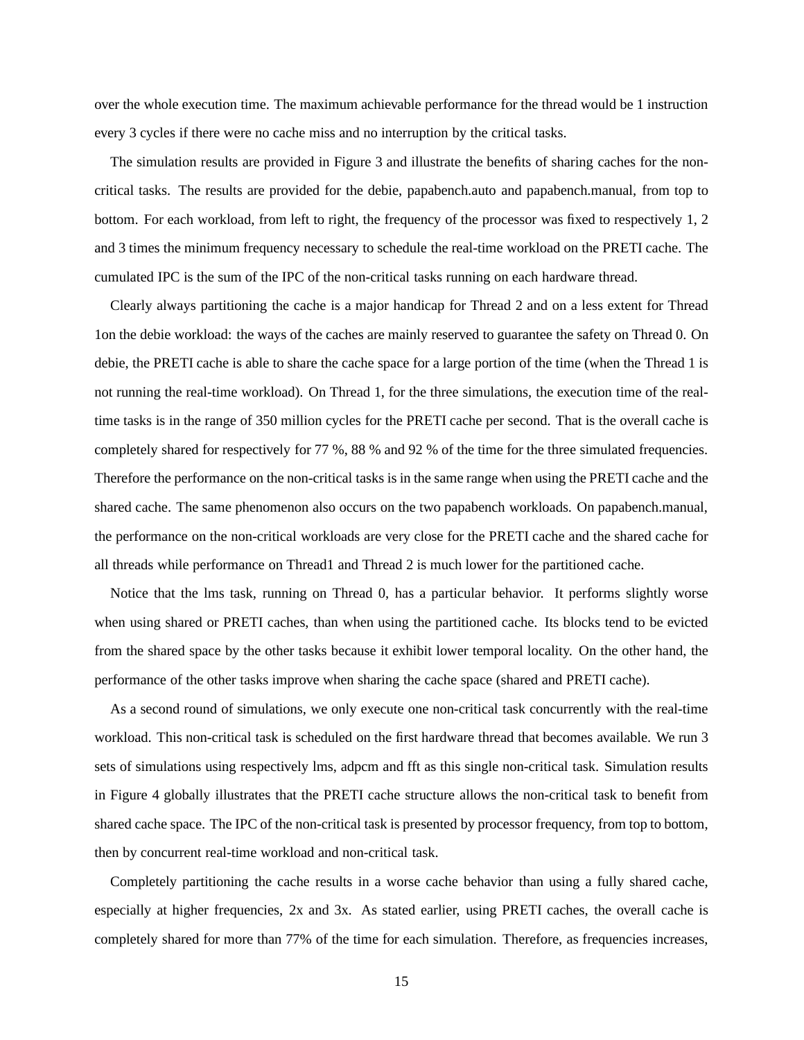over the whole execution time. The maximum achievable performance for the thread would be 1 instruction every 3 cycles if there were no cache miss and no interruption by the critical tasks.

The simulation results are provided in Figure 3 and illustrate the benefits of sharing caches for the non-critical tasks. The results are provided for the debie, papabench.auto and papabench.manual, from top to bottom. For each workload, from left to right, the frequency of the processor was fixed to respectively 1, 2 and 3 times the minimum frequency necessary to schedule the real-time workload on the PRETI cache. The cumulated IPC is the sum of the IPC of the non-critical tasks running on each hardware thread.

Clearly always partitioning the cache is a major handicap for Thread 2 and on a less extent for Thread 1on the debie workload: the ways of the caches are mainly reserved to guarantee the safety on Thread 0. On debie, the PRETI cache is able to share the cache space for a large portion of the time (when the Thread 1 is not running the real-time workload). On Thread 1, for the three simulations, the execution time of the real-time tasks is in the range of 350 million cycles for the PRETI cache per second. That is the overall cache is completely shared for respectively for 77 %, 88 % and 92 % of the time for the three simulated frequencies. Therefore the performance on the non-critical tasks is in the same range when using the PRETI cache and the shared cache. The same phenomenon also occurs on the two papabench workloads. On papabench.manual, the performance on the non-critical workloads are very close for the PRETI cache and the shared cache for all threads while performance on Thread1 and Thread 2 is much lower for the partitioned cache.

Notice that the lms task, running on Thread 0, has a particular behavior. It performs slightly worse when using shared or PRETI caches, than when using the partitioned cache. Its blocks tend to be evicted from the shared space by the other tasks because it exhibit lower temporal locality. On the other hand, the performance of the other tasks improve when sharing the cache space (shared and PRETI cache).

As a second round of simulations, we only execute one non-critical task concurrently with the real-time workload. This non-critical task is scheduled on the first hardware thread that becomes available. We run 3 sets of simulations using respectively lms, adpcm and fft as this single non-critical task. Simulation results in Figure 4 globally illustrates that the PRETI cache structure allows the non-critical task to benefit from shared cache space. The IPC of the non-critical task is presented by processor frequency, from top to bottom, then by concurrent real-time workload and non-critical task.

Completely partitioning the cache results in a worse cache behavior than using a fully shared cache, especially at higher frequencies, 2x and 3x. As stated earlier, using PRETI caches, the overall cache is completely shared for more than 77% of the time for each simulation. Therefore, as frequencies increases,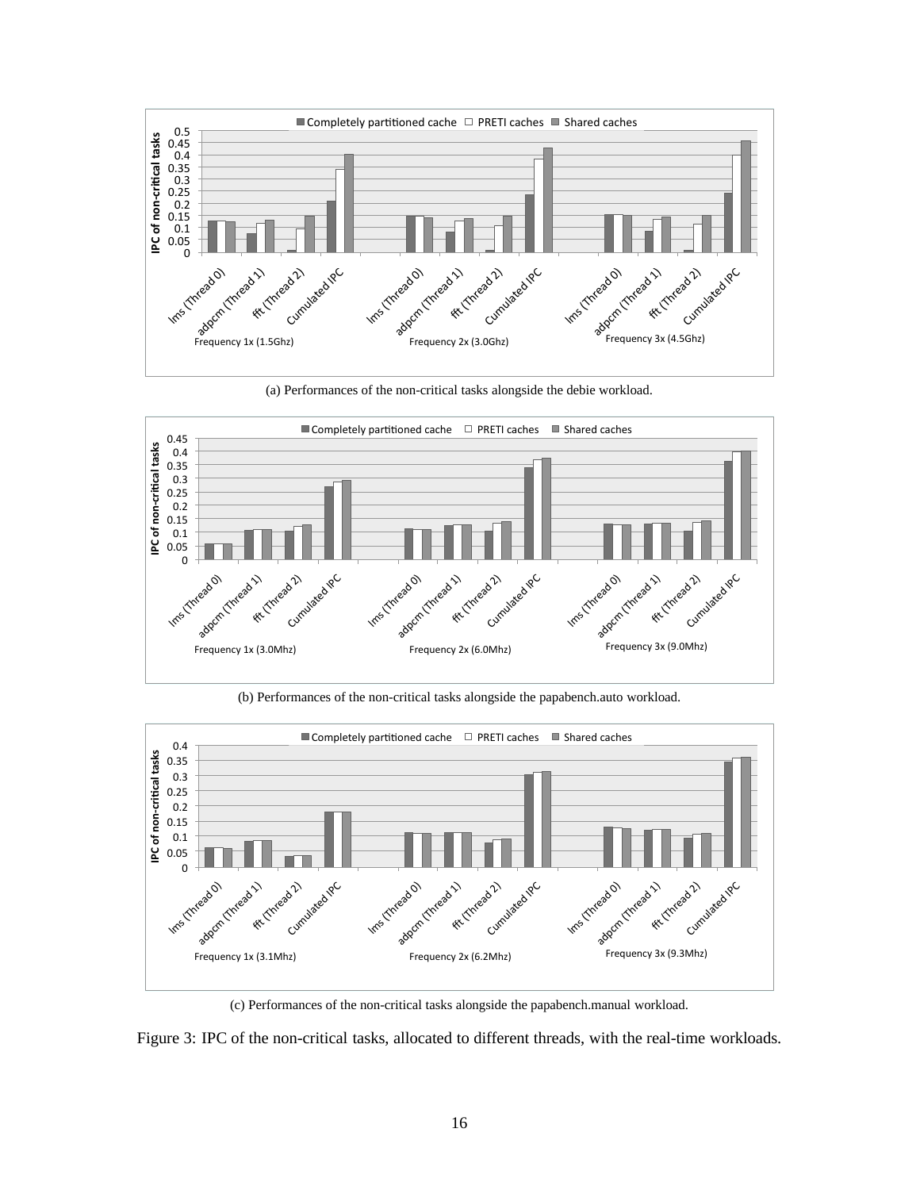(a) Performances of the non-critical tasks alongside the debie workload.

(b) Performances of the non-critical tasks alongside the papabench.auto workload.

(c) Performances of the non-critical tasks alongside the papabench.manual workload.

Figure 3: IPC of the non-critical tasks, allocated to different threads, with the real-time workloads.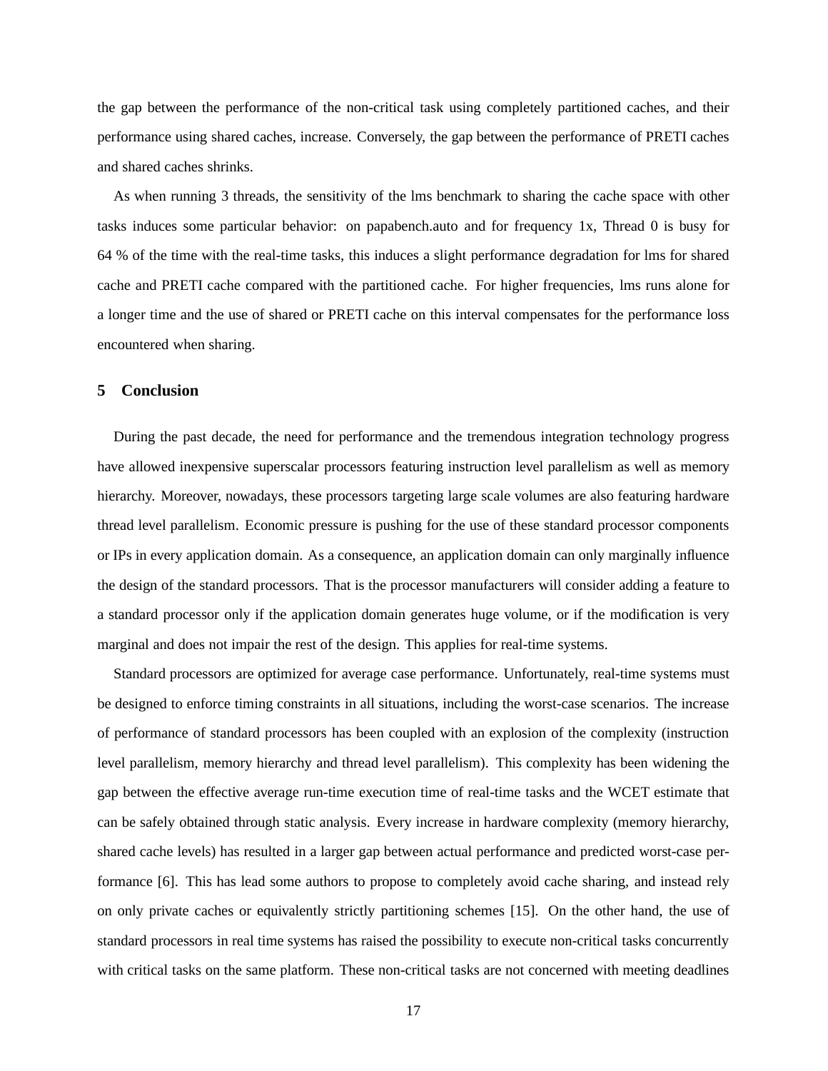the gap between the performance of the non-critical task using completely partitioned caches, and their performance using shared caches, increase. Conversely, the gap between the performance of PRETI caches and shared caches shrinks.

As when running 3 threads, the sensitivity of the lms benchmark to sharing the cache space with other tasks induces some particular behavior: on papabench.auto and for frequency 1x, Thread 0 is busy for 64 % of the time with the real-time tasks, this induces a slight performance degradation for lms for shared cache and PRETI cache compared with the partitioned cache. For higher frequencies, lms runs alone for a longer time and the use of shared or PRETI cache on this interval compensates for the performance loss encountered when sharing.

## 5 Conclusion

During the past decade, the need for performance and the tremendous integration technology progress have allowed inexpensive superscalar processors featuring instruction level parallelism as well as memory hierarchy. Moreover, nowadays, these processors targeting large scale volumes are also featuring hardware thread level parallelism. Economic pressure is pushing for the use of these standard processor components or IPs in every application domain. As a consequence, an application domain can only marginally influence the design of the standard processors. That is the processor manufacturers will consider adding a feature to a standard processor only if the application domain generates huge volume, or if the modification is very marginal and does not impair the rest of the design. This applies for real-time systems.

Standard processors are optimized for average case performance. Unfortunately, real-time systems must be designed to enforce timing constraints in all situations, including the worst-case scenarios. The increase of performance of standard processors has been coupled with an explosion of the complexity (instruction level parallelism, memory hierarchy and thread level parallelism). This complexity has been widening the gap between the effective average run-time execution time of real-time tasks and the WCET estimate that can be safely obtained through static analysis. Every increase in hardware complexity (memory hierarchy, shared cache levels) has resulted in a larger gap between actual performance and predicted worst-case performance [6]. This has lead some authors to propose to completely avoid cache sharing, and instead rely on only private caches or equivalently strictly partitioning schemes [15]. On the other hand, the use of standard processors in real time systems has raised the possibility to execute non-critical tasks concurrently with critical tasks on the same platform. These non-critical tasks are not concerned with meeting deadlines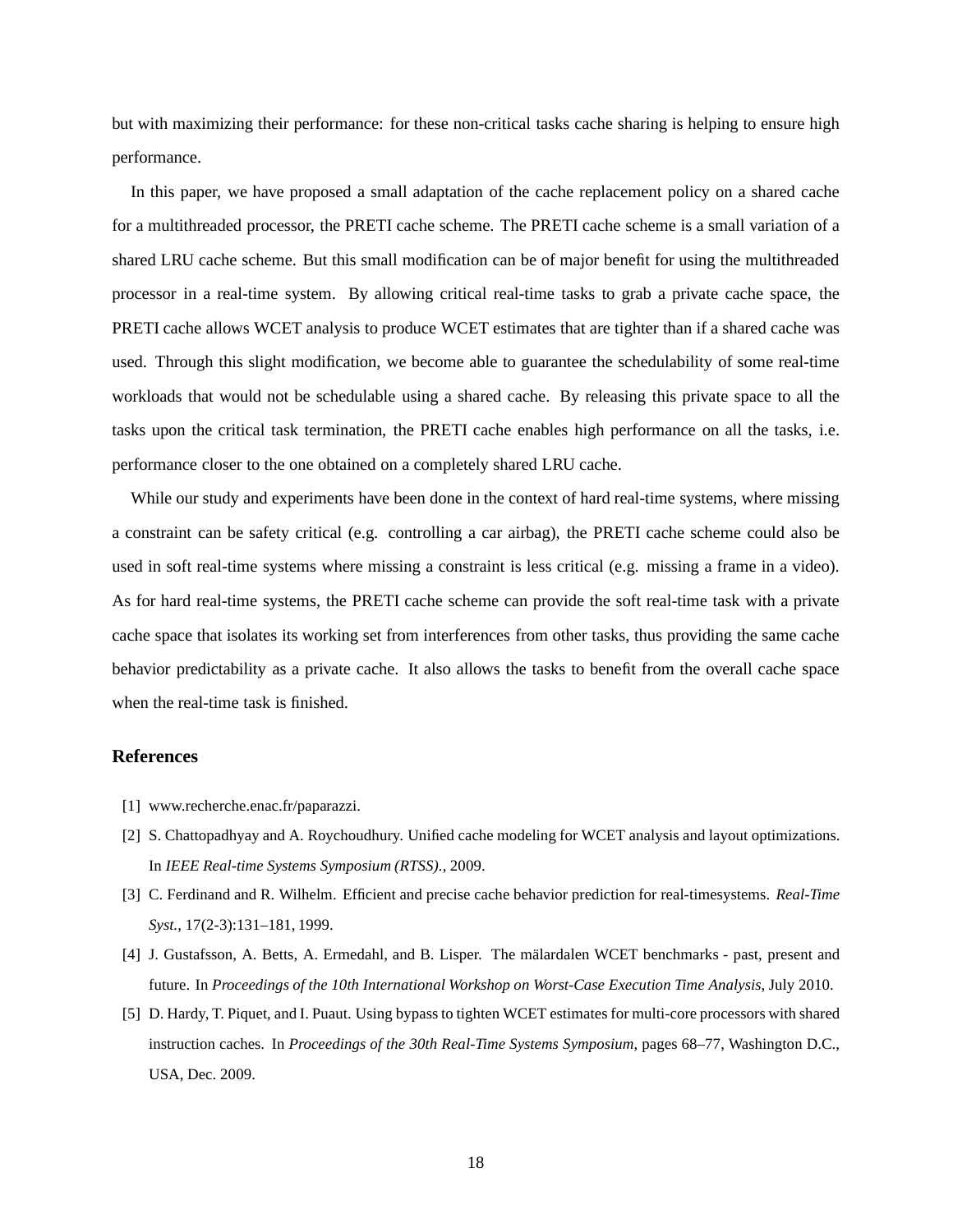but with maximizing their performance: for these non-critical tasks cache sharing is helping to ensure high performance.

In this paper, we have proposed a small adaptation of the cache replacement policy on a shared cache for a multithreaded processor, the PRETI cache scheme. The PRETI cache scheme is a small variation of a shared LRU cache scheme. But this small modification can be of major benefit for using the multithreaded processor in a real-time system. By allowing critical real-time tasks to grab a private cache space, the PRETI cache allows WCET analysis to produce WCET estimates that are tighter than if a shared cache was used. Through this slight modification, we become able to guarantee the schedulability of some real-time workloads that would not be schedulable using a shared cache. By releasing this private space to all the tasks upon the critical task termination, the PRETI cache enables high performance on all the tasks, i.e. performance closer to the one obtained on a completely shared LRU cache.

While our study and experiments have been done in the context of hard real-time systems, where missing a constraint can be safety critical (e.g. controlling a car airbag), the PRETI cache scheme could also be used in soft real-time systems where missing a constraint is less critical (e.g. missing a frame in a video). As for hard real-time systems, the PRETI cache scheme can provide the soft real-time task with a private cache space that isolates its working set from interferences from other tasks, thus providing the same cache behavior predictability as a private cache. It also allows the tasks to benefit from the overall cache space when the real-time task is finished.

## References

[1] www.recherche.enac.fr/paparazzi.

[2] S. Chattopadhyay and A. Roychoudhury. Unified cache modeling for WCET analysis and layout optimizations. In *IEEE Real-time Systems Symposium (RTSS).*, 2009.

[3] C. Ferdinand and R. Wilhelm. Efficient and precise cache behavior prediction for real-timesystems. *Real-Time Syst.*, 17(2-3):131–181, 1999.

[4] J. Gustafsson, A. Betts, A. Ermedahl, and B. Lisper. The mälardalen WCET benchmarks - past, present and future. In *Proceedings of the 10th International Workshop on Worst-Case Execution Time Analysis*, July 2010.

[5] D. Hardy, T. Piquet, and I. Puaut. Using bypass to tighten WCET estimates for multi-core processors with shared instruction caches. In *Proceedings of the 30th Real-Time Systems Symposium*, pages 68–77, Washington D.C., USA, Dec. 2009.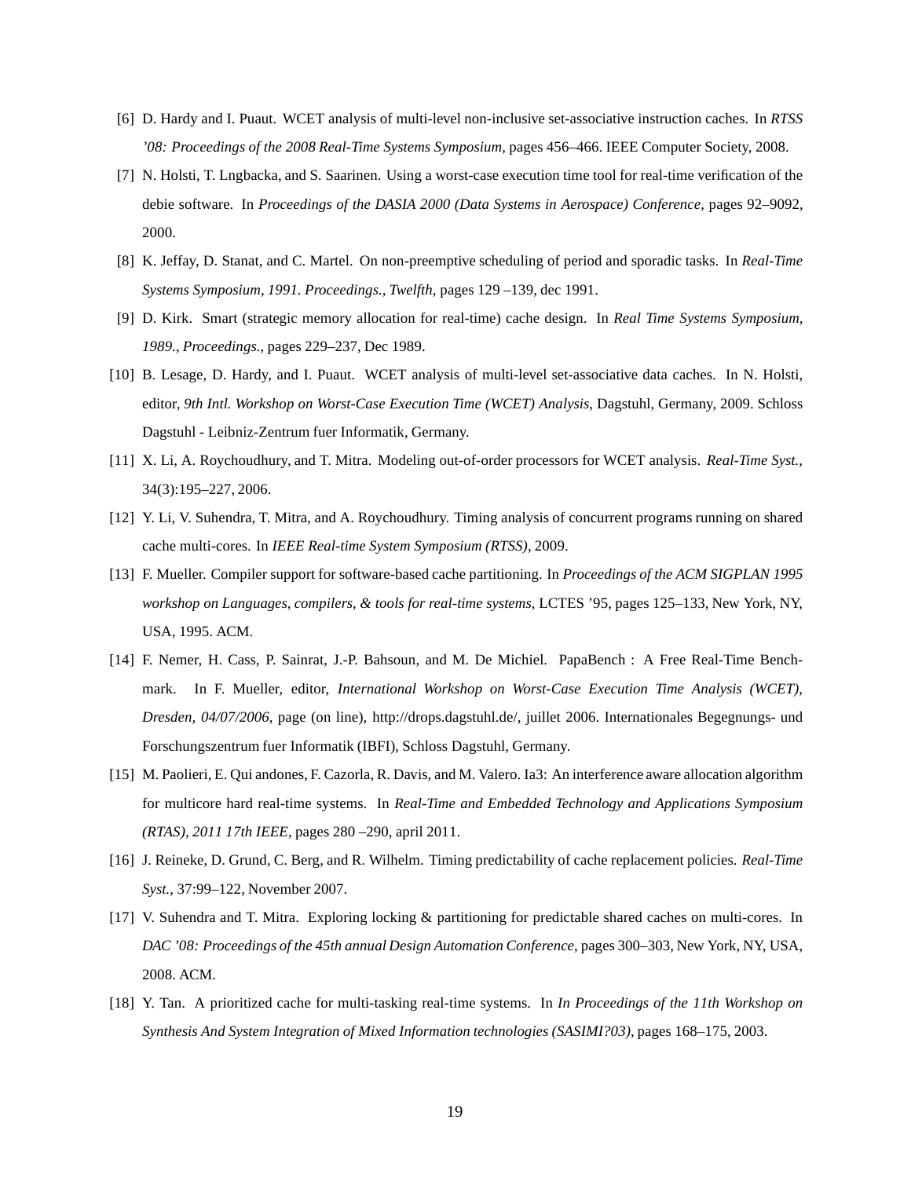[6] D. Hardy and I. Puaut. WCET analysis of multi-level non-inclusive set-associative instruction caches. In *RTSS '08: Proceedings of the 2008 Real-Time Systems Symposium*, pages 456–466. IEEE Computer Society, 2008.

[7] N. Holsti, T. Lngbacka, and S. Saarinen. Using a worst-case execution time tool for real-time verification of the debie software. In *Proceedings of the DASIA 2000 (Data Systems in Aerospace) Conference*, pages 92–9092, 2000.

[8] K. Jeffay, D. Stanat, and C. Martel. On non-preemptive scheduling of period and sporadic tasks. In *Real-Time Systems Symposium, 1991. Proceedings., Twelfth*, pages 129 –139, dec 1991.

[9] D. Kirk. Smart (strategic memory allocation for real-time) cache design. In *Real Time Systems Symposium, 1989., Proceedings.*, pages 229–237, Dec 1989.

[10] B. Lesage, D. Hardy, and I. Puaut. WCET analysis of multi-level set-associative data caches. In N. Holsti, editor, *9th Intl. Workshop on Worst-Case Execution Time (WCET) Analysis*, Dagstuhl, Germany, 2009. Schloss Dagstuhl - Leibniz-Zentrum fuer Informatik, Germany.

[11] X. Li, A. Roychoudhury, and T. Mitra. Modeling out-of-order processors for WCET analysis. *Real-Time Syst.*, 34(3):195–227, 2006.

[12] Y. Li, V. Suhendra, T. Mitra, and A. Roychoudhury. Timing analysis of concurrent programs running on shared cache multi-cores. In *IEEE Real-time System Symposium (RTSS)*, 2009.

[13] F. Mueller. Compiler support for software-based cache partitioning. In *Proceedings of the ACM SIGPLAN 1995 workshop on Languages, compilers, & tools for real-time systems*, LCTES '95, pages 125–133, New York, NY, USA, 1995. ACM.

[14] F. Nemer, H. Cass, P. Sainrat, J.-P. Bahsoun, and M. De Michiel. PapaBench : A Free Real-Time Benchmark. In F. Mueller, editor, *International Workshop on Worst-Case Execution Time Analysis (WCET), Dresden, 04/07/2006*, page (on line), http://drops.dagstuhl.de/, juillet 2006. Internationales Begegnungs- und Forschungszentrum fuer Informatik (IBFI), Schloss Dagstuhl, Germany.

[15] M. Paolieri, E. Qui andones, F. Cazorla, R. Davis, and M. Valero. Ia3: An interference aware allocation algorithm for multicore hard real-time systems. In *Real-Time and Embedded Technology and Applications Symposium (RTAS), 2011 17th IEEE*, pages 280 –290, april 2011.

[16] J. Reineke, D. Grund, C. Berg, and R. Wilhelm. Timing predictability of cache replacement policies. *Real-Time Syst.*, 37:99–122, November 2007.

[17] V. Suhendra and T. Mitra. Exploring locking & partitioning for predictable shared caches on multi-cores. In *DAC '08: Proceedings of the 45th annual Design Automation Conference*, pages 300–303, New York, NY, USA, 2008. ACM.

[18] Y. Tan. A prioritized cache for multi-tasking real-time systems. In *In Proceedings of the 11th Workshop on Synthesis And System Integration of Mixed Information technologies (SASIMI?03)*, pages 168–175, 2003.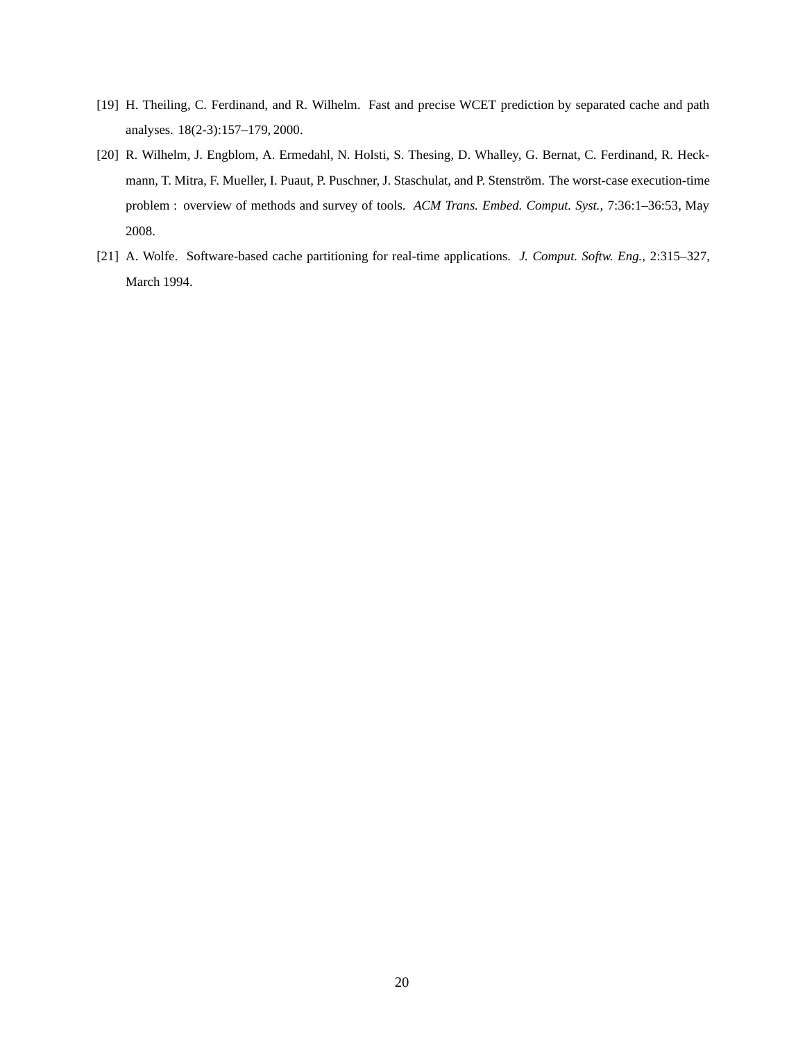[19] H. Theiling, C. Ferdinand, and R. Wilhelm. Fast and precise WCET prediction by separated cache and path analyses. 18(2-3):157–179, 2000.

[20] R. Wilhelm, J. Engblom, A. Ermedahl, N. Holsti, S. Thesing, D. Whalley, G. Bernat, C. Ferdinand, R. Heckmann, T. Mitra, F. Mueller, I. Puaut, P. Puschner, J. Staschulat, and P. Stenström. The worst-case execution-time problem : overview of methods and survey of tools. *ACM Trans. Embed. Comput. Syst.*, 7:36:1–36:53, May 2008.

[21] A. Wolfe. Software-based cache partitioning for real-time applications. *J. Comput. Softw. Eng.*, 2:315–327, March 1994.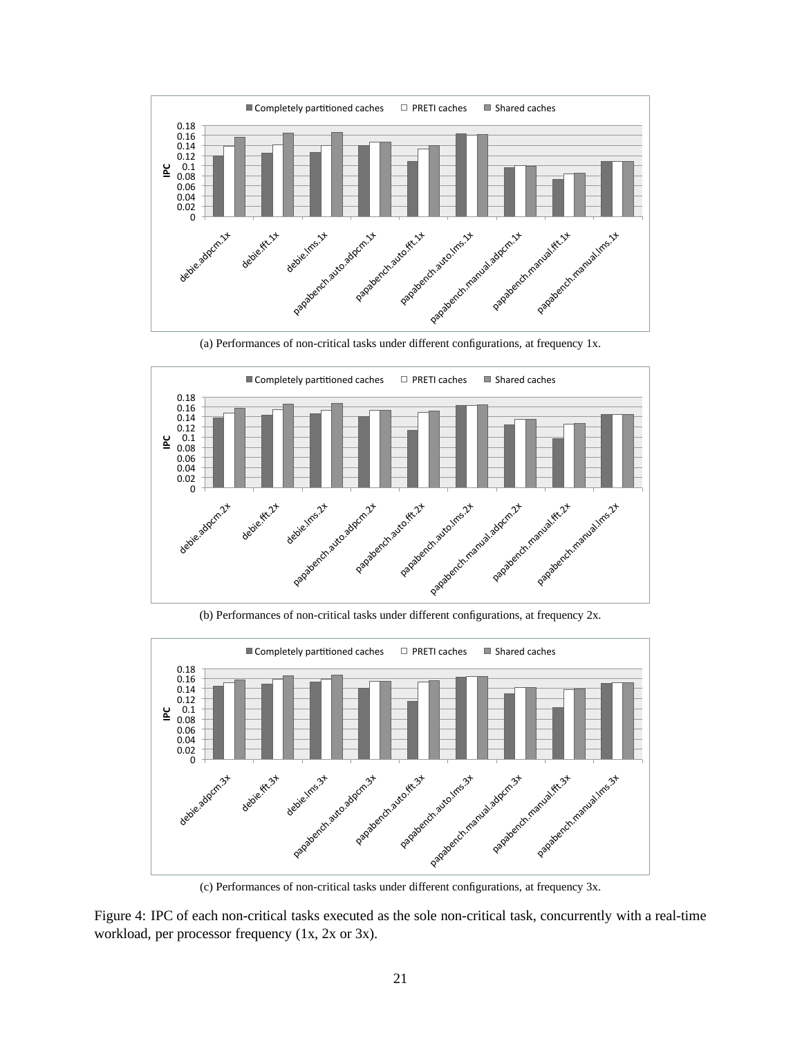■ Completely partitioned caches □ PRETI caches ■ Shared caches

IPC

0.18
0.16
0.14
0.12
0.1
0.08
0.06
0.04
0.02
0

debie.adpcm.1x
debie.fft.1x
debie.lms.1x
papabench.auto.adpcm.1x
papabench.auto.fft.1x
papabench.auto.lms.1x
papabench.manual.adpcm.1x
papabench.manual.fft.1x
papabench.manual.lms.1x

(a) Performances of non-critical tasks under different configurations, at frequency 1x.

■ Completely partitioned caches □ PRETI caches ■ Shared caches

IPC

0.18
0.16
0.14
0.12
0.1
0.08
0.06
0.04
0.02
0

debie.adpcm.2x
debie.fft.2x
debie.lms.2x
papabench.auto.adpcm.2x
papabench.auto.fft.2x
papabench.auto.lms.2x
papabench.manual.adpcm.2x
papabench.manual.fft.2x
papabench.manual.lms.2x

(b) Performances of non-critical tasks under different configurations, at frequency 2x.

■ Completely partitioned caches □ PRETI caches ■ Shared caches

IPC

0.18
0.16
0.14
0.12
0.1
0.08
0.06
0.04
0.02
0

debie.adpcm.3x
debie.fft.3x
debie.lms.3x
papabench.auto.adpcm.3x
papabench.auto.fft.3x
papabench.auto.lms.3x
papabench.manual.adpcm.3x
papabench.manual.fft.3x
papabench.manual.lms.3x

(c) Performances of non-critical tasks under different configurations, at frequency 3x.

Figure 4: IPC of each non-critical tasks executed as the sole non-critical task, concurrently with a real-time workload, per processor frequency (1x, 2x or 3x).